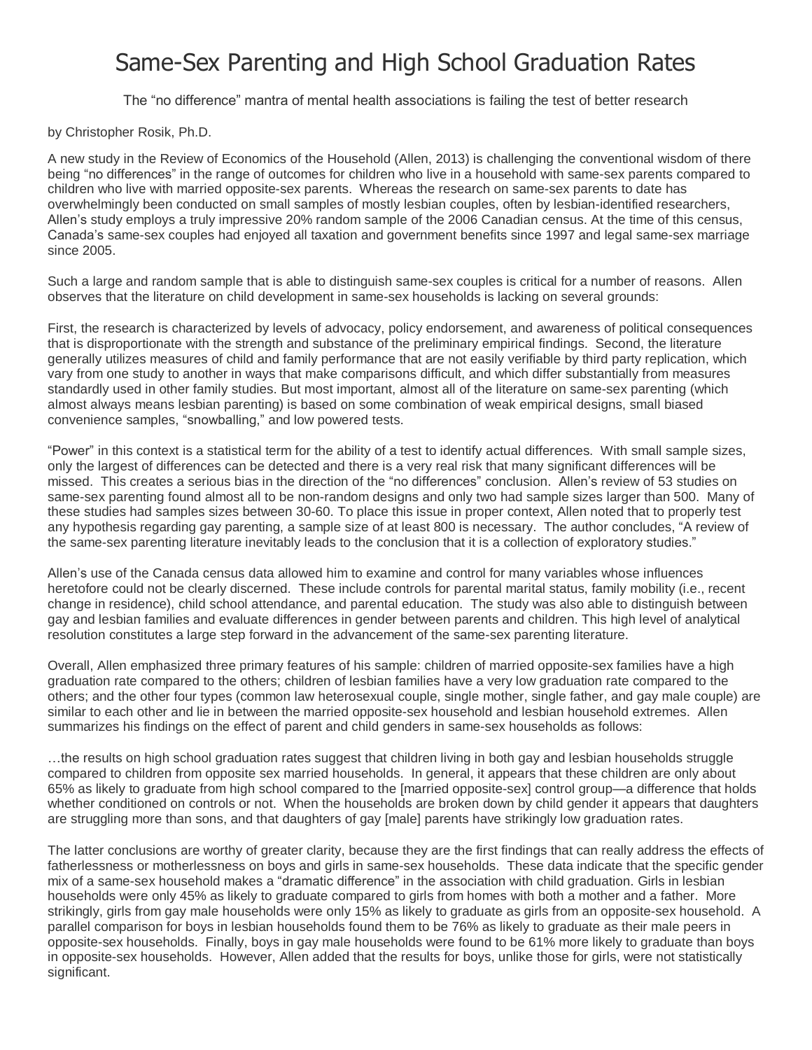# Same-Sex Parenting and High School Graduation Rates

The "no difference" mantra of mental health associations is failing the test of better research

by Christopher Rosik, Ph.D.

A new study in the Review of Economics of the Household (Allen, 2013) is challenging the conventional wisdom of there being "no differences" in the range of outcomes for children who live in a household with same-sex parents compared to children who live with married opposite-sex parents. Whereas the research on same-sex parents to date has overwhelmingly been conducted on small samples of mostly lesbian couples, often by lesbian-identified researchers, Allen's study employs a truly impressive 20% random sample of the 2006 Canadian census. At the time of this census, Canada's same-sex couples had enjoyed all taxation and government benefits since 1997 and legal same-sex marriage since 2005.

Such a large and random sample that is able to distinguish same-sex couples is critical for a number of reasons. Allen observes that the literature on child development in same-sex households is lacking on several grounds:

First, the research is characterized by levels of advocacy, policy endorsement, and awareness of political consequences that is disproportionate with the strength and substance of the preliminary empirical findings. Second, the literature generally utilizes measures of child and family performance that are not easily verifiable by third party replication, which vary from one study to another in ways that make comparisons difficult, and which differ substantially from measures standardly used in other family studies. But most important, almost all of the literature on same-sex parenting (which almost always means lesbian parenting) is based on some combination of weak empirical designs, small biased convenience samples, "snowballing," and low powered tests.

"Power" in this context is a statistical term for the ability of a test to identify actual differences. With small sample sizes, only the largest of differences can be detected and there is a very real risk that many significant differences will be missed. This creates a serious bias in the direction of the "no differences" conclusion. Allen's review of 53 studies on same-sex parenting found almost all to be non-random designs and only two had sample sizes larger than 500. Many of these studies had samples sizes between 30-60. To place this issue in proper context, Allen noted that to properly test any hypothesis regarding gay parenting, a sample size of at least 800 is necessary. The author concludes, "A review of the same-sex parenting literature inevitably leads to the conclusion that it is a collection of exploratory studies."

Allen's use of the Canada census data allowed him to examine and control for many variables whose influences heretofore could not be clearly discerned. These include controls for parental marital status, family mobility (i.e., recent change in residence), child school attendance, and parental education. The study was also able to distinguish between gay and lesbian families and evaluate differences in gender between parents and children. This high level of analytical resolution constitutes a large step forward in the advancement of the same-sex parenting literature.

Overall, Allen emphasized three primary features of his sample: children of married opposite-sex families have a high graduation rate compared to the others; children of lesbian families have a very low graduation rate compared to the others; and the other four types (common law heterosexual couple, single mother, single father, and gay male couple) are similar to each other and lie in between the married opposite-sex household and lesbian household extremes. Allen summarizes his findings on the effect of parent and child genders in same-sex households as follows:

…the results on high school graduation rates suggest that children living in both gay and lesbian households struggle compared to children from opposite sex married households. In general, it appears that these children are only about 65% as likely to graduate from high school compared to the [married opposite-sex] control group—a difference that holds whether conditioned on controls or not. When the households are broken down by child gender it appears that daughters are struggling more than sons, and that daughters of gay [male] parents have strikingly low graduation rates.

The latter conclusions are worthy of greater clarity, because they are the first findings that can really address the effects of fatherlessness or motherlessness on boys and girls in same-sex households. These data indicate that the specific gender mix of a same-sex household makes a "dramatic difference" in the association with child graduation. Girls in lesbian households were only 45% as likely to graduate compared to girls from homes with both a mother and a father. More strikingly, girls from gay male households were only 15% as likely to graduate as girls from an opposite-sex household. A parallel comparison for boys in lesbian households found them to be 76% as likely to graduate as their male peers in opposite-sex households. Finally, boys in gay male households were found to be 61% more likely to graduate than boys in opposite-sex households. However, Allen added that the results for boys, unlike those for girls, were not statistically significant.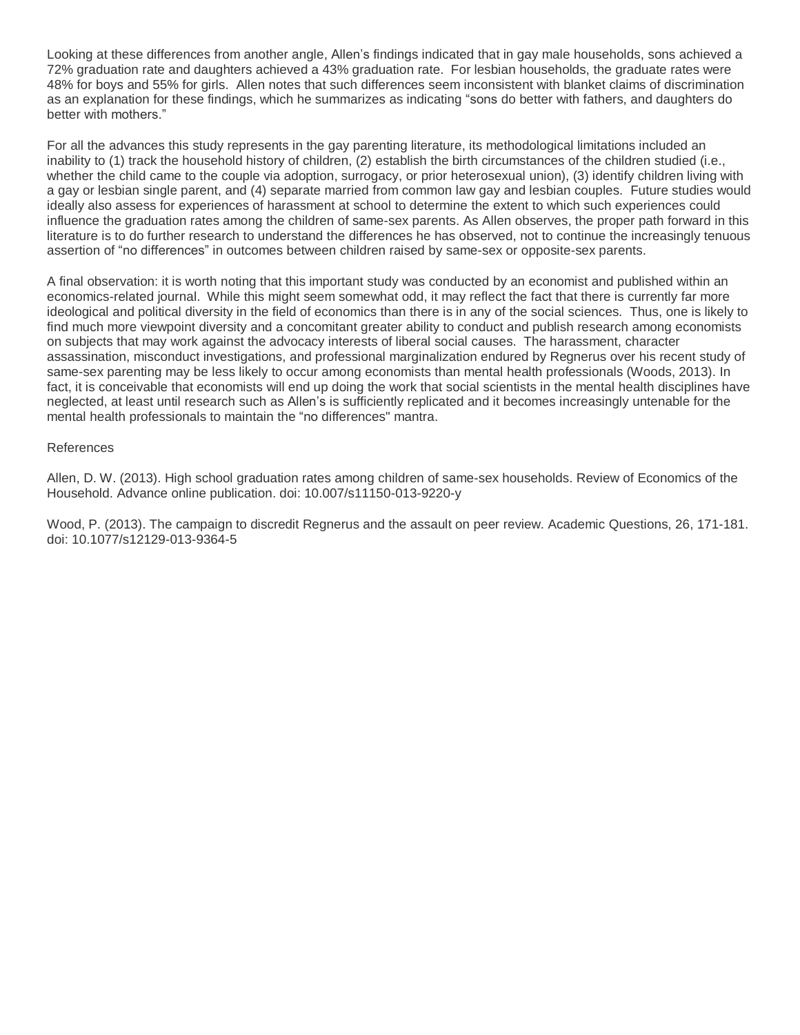Looking at these differences from another angle, Allen's findings indicated that in gay male households, sons achieved a 72% graduation rate and daughters achieved a 43% graduation rate. For lesbian households, the graduate rates were 48% for boys and 55% for girls. Allen notes that such differences seem inconsistent with blanket claims of discrimination as an explanation for these findings, which he summarizes as indicating "sons do better with fathers, and daughters do better with mothers."

For all the advances this study represents in the gay parenting literature, its methodological limitations included an inability to (1) track the household history of children, (2) establish the birth circumstances of the children studied (i.e., whether the child came to the couple via adoption, surrogacy, or prior heterosexual union), (3) identify children living with a gay or lesbian single parent, and (4) separate married from common law gay and lesbian couples. Future studies would ideally also assess for experiences of harassment at school to determine the extent to which such experiences could influence the graduation rates among the children of same-sex parents. As Allen observes, the proper path forward in this literature is to do further research to understand the differences he has observed, not to continue the increasingly tenuous assertion of "no differences" in outcomes between children raised by same-sex or opposite-sex parents.

A final observation: it is worth noting that this important study was conducted by an economist and published within an economics-related journal. While this might seem somewhat odd, it may reflect the fact that there is currently far more ideological and political diversity in the field of economics than there is in any of the social sciences. Thus, one is likely to find much more viewpoint diversity and a concomitant greater ability to conduct and publish research among economists on subjects that may work against the advocacy interests of liberal social causes. The harassment, character assassination, misconduct investigations, and professional marginalization endured by Regnerus over his recent study of same-sex parenting may be less likely to occur among economists than mental health professionals (Woods, 2013). In fact, it is conceivable that economists will end up doing the work that social scientists in the mental health disciplines have neglected, at least until research such as Allen's is sufficiently replicated and it becomes increasingly untenable for the mental health professionals to maintain the "no differences" mantra.

References

Allen, D. W. (2013). High school graduation rates among children of same-sex households. Review of Economics of the Household. Advance online publication. doi: 10.007/s11150-013-9220-y

Wood, P. (2013). The campaign to discredit Regnerus and the assault on peer review. Academic Questions, 26, 171-181. doi: 10.1077/s12129-013-9364-5